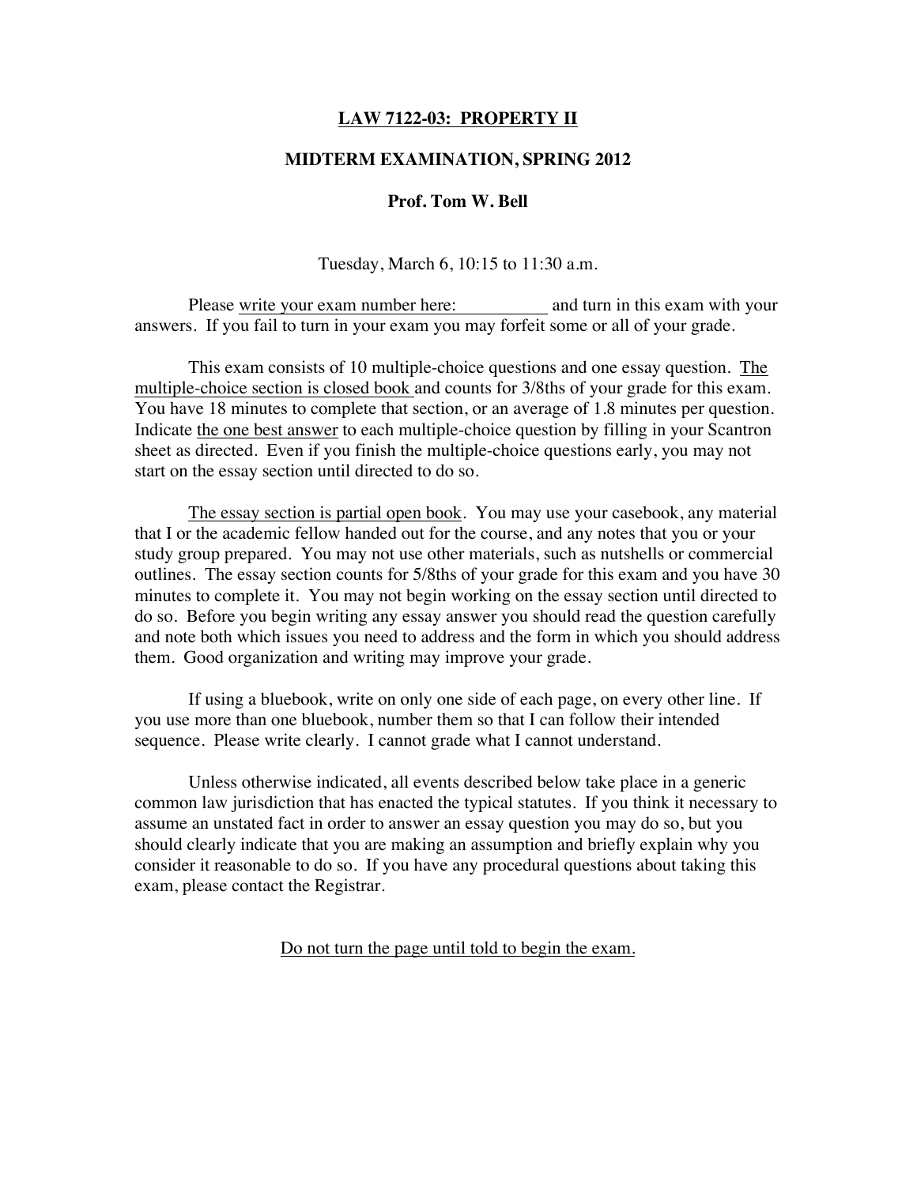# LAW 7122-03: PROPERTY II

## MIDTERM EXAMINATION, SPRING 2012

### Prof. Tom W. Bell

Tuesday, March 6, 10:15 to 11:30 a.m.

Please write your exam number here: __________ and turn in this exam with your answers. If you fail to turn in your exam you may forfeit some or all of your grade.

This exam consists of 10 multiple-choice questions and one essay question. The multiple-choice section is closed book and counts for 3/8ths of your grade for this exam. You have 18 minutes to complete that section, or an average of 1.8 minutes per question. Indicate the one best answer to each multiple-choice question by filling in your Scantron sheet as directed. Even if you finish the multiple-choice questions early, you may not start on the essay section until directed to do so.

The essay section is partial open book. You may use your casebook, any material that I or the academic fellow handed out for the course, and any notes that you or your study group prepared. You may not use other materials, such as nutshells or commercial outlines. The essay section counts for 5/8ths of your grade for this exam and you have 30 minutes to complete it. You may not begin working on the essay section until directed to do so. Before you begin writing any essay answer you should read the question carefully and note both which issues you need to address and the form in which you should address them. Good organization and writing may improve your grade.

If using a bluebook, write on only one side of each page, on every other line. If you use more than one bluebook, number them so that I can follow their intended sequence. Please write clearly. I cannot grade what I cannot understand.

Unless otherwise indicated, all events described below take place in a generic common law jurisdiction that has enacted the typical statutes. If you think it necessary to assume an unstated fact in order to answer an essay question you may do so, but you should clearly indicate that you are making an assumption and briefly explain why you consider it reasonable to do so. If you have any procedural questions about taking this exam, please contact the Registrar.

Do not turn the page until told to begin the exam.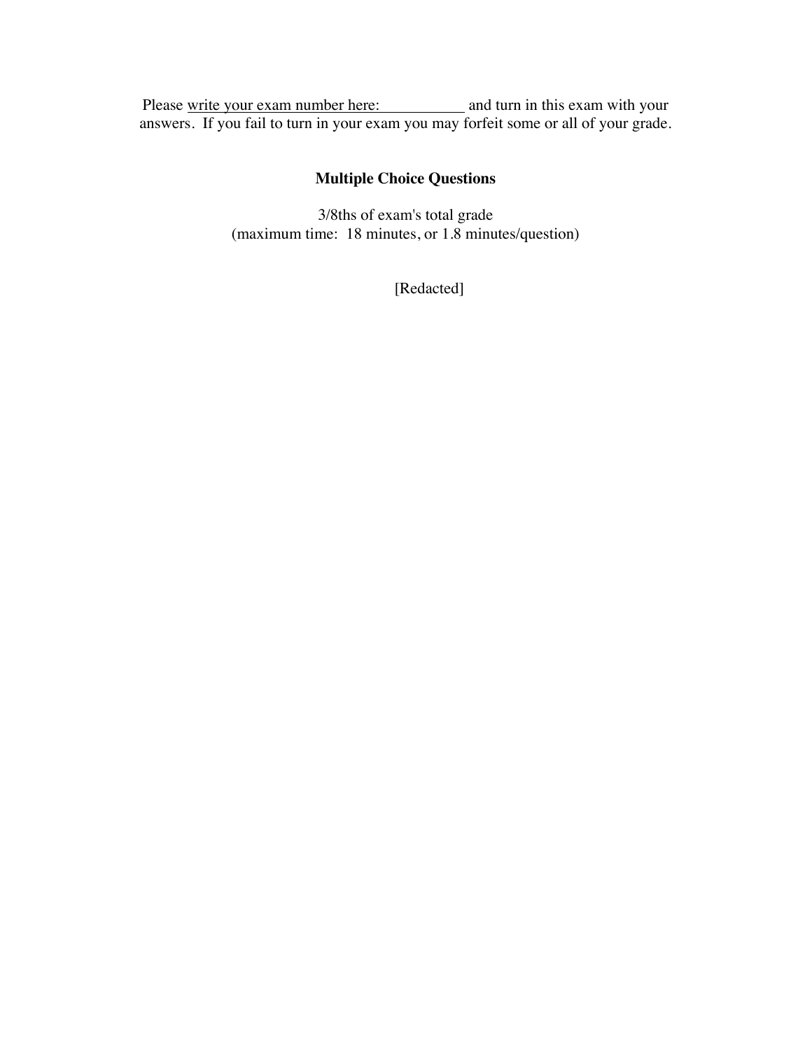Please write your exam number here: \_\_\_\_\_\_\_\_\_\_\_ and turn in this exam with your answers. If you fail to turn in your exam you may forfeit some or all of your grade.

## Multiple Choice Questions

3/8ths of exam's total grade
(maximum time: 18 minutes, or 1.8 minutes/question)

[Redacted]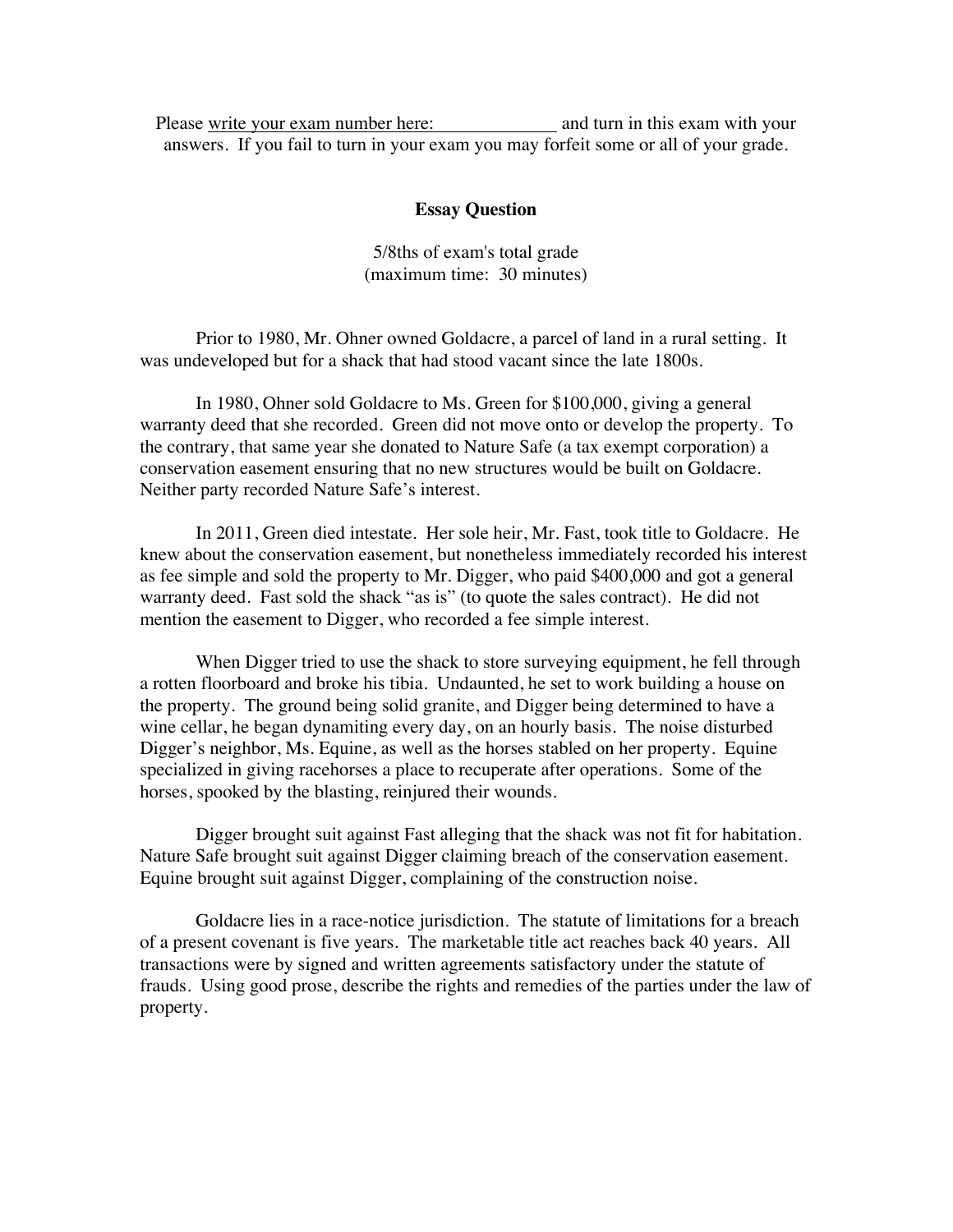Please <u>write your exam number here: ______________</u> and turn in this exam with your answers. If you fail to turn in your exam you may forfeit some or all of your grade.

**Essay Question**

5/8ths of exam's total grade
(maximum time: 30 minutes)

Prior to 1980, Mr. Ohner owned Goldacre, a parcel of land in a rural setting. It was undeveloped but for a shack that had stood vacant since the late 1800s.

In 1980, Ohner sold Goldacre to Ms. Green for $100,000, giving a general warranty deed that she recorded. Green did not move onto or develop the property. To the contrary, that same year she donated to Nature Safe (a tax exempt corporation) a conservation easement ensuring that no new structures would be built on Goldacre. Neither party recorded Nature Safe's interest.

In 2011, Green died intestate. Her sole heir, Mr. Fast, took title to Goldacre. He knew about the conservation easement, but nonetheless immediately recorded his interest as fee simple and sold the property to Mr. Digger, who paid $400,000 and got a general warranty deed. Fast sold the shack "as is" (to quote the sales contract). He did not mention the easement to Digger, who recorded a fee simple interest.

When Digger tried to use the shack to store surveying equipment, he fell through a rotten floorboard and broke his tibia. Undaunted, he set to work building a house on the property. The ground being solid granite, and Digger being determined to have a wine cellar, he began dynamiting every day, on an hourly basis. The noise disturbed Digger's neighbor, Ms. Equine, as well as the horses stabled on her property. Equine specialized in giving racehorses a place to recuperate after operations. Some of the horses, spooked by the blasting, reinjured their wounds.

Digger brought suit against Fast alleging that the shack was not fit for habitation. Nature Safe brought suit against Digger claiming breach of the conservation easement. Equine brought suit against Digger, complaining of the construction noise.

Goldacre lies in a race-notice jurisdiction. The statute of limitations for a breach of a present covenant is five years. The marketable title act reaches back 40 years. All transactions were by signed and written agreements satisfactory under the statute of frauds. Using good prose, describe the rights and remedies of the parties under the law of property.